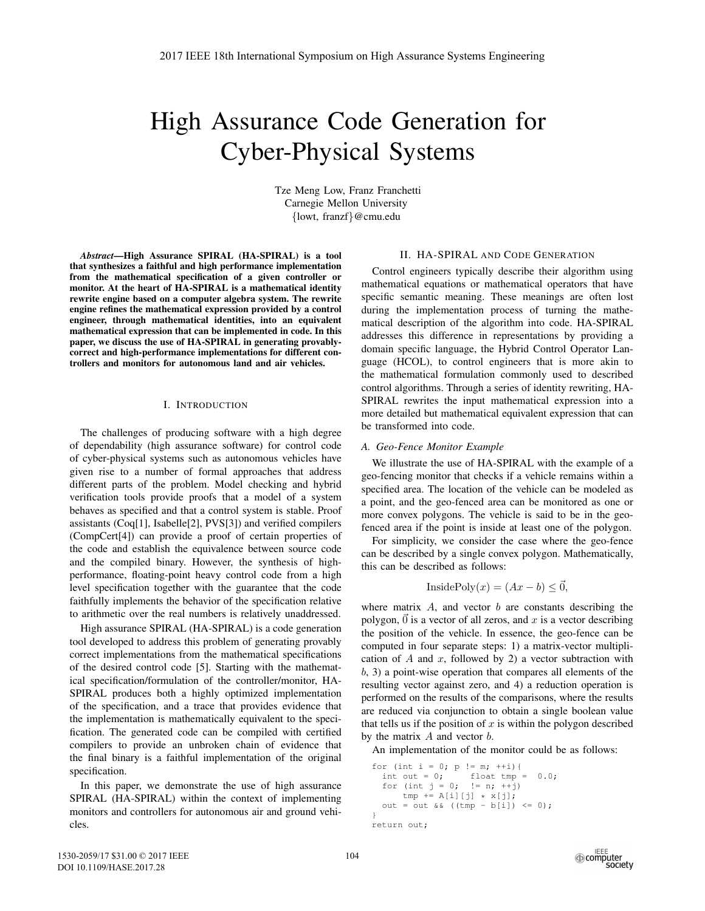# High Assurance Code Generation for Cyber-Physical Systems

Tze Meng Low, Franz Franchetti
Carnegie Mellon University
{lowt, franzf}@cmu.edu

***Abstract*—High Assurance SPIRAL (HA-SPIRAL) is a tool that synthesizes a faithful and high performance implementation from the mathematical specification of a given controller or monitor. At the heart of HA-SPIRAL is a mathematical identity rewrite engine based on a computer algebra system. The rewrite engine refines the mathematical expression provided by a control engineer, through mathematical identities, into an equivalent mathematical expression that can be implemented in code. In this paper, we discuss the use of HA-SPIRAL in generating provably-correct and high-performance implementations for different controllers and monitors for autonomous land and air vehicles.**

## I. Introduction

The challenges of producing software with a high degree of dependability (high assurance software) for control code of cyber-physical systems such as autonomous vehicles have given rise to a number of formal approaches that address different parts of the problem. Model checking and hybrid verification tools provide proofs that a model of a system behaves as specified and that a control system is stable. Proof assistants (Coq[1], Isabelle[2], PVS[3]) and verified compilers (CompCert[4]) can provide a proof of certain properties of the code and establish the equivalence between source code and the compiled binary. However, the synthesis of high-performance, floating-point heavy control code from a high level specification together with the guarantee that the code faithfully implements the behavior of the specification relative to arithmetic over the real numbers is relatively unaddressed.

High assurance SPIRAL (HA-SPIRAL) is a code generation tool developed to address this problem of generating provably correct implementations from the mathematical specifications of the desired control code [5]. Starting with the mathematical specification/formulation of the controller/monitor, HA-SPIRAL produces both a highly optimized implementation of the specification, and a trace that provides evidence that the implementation is mathematically equivalent to the specification. The generated code can be compiled with certified compilers to provide an unbroken chain of evidence that the final binary is a faithful implementation of the original specification.

In this paper, we demonstrate the use of high assurance SPIRAL (HA-SPIRAL) within the context of implementing monitors and controllers for autonomous air and ground vehicles.

## II. HA-SPIRAL and Code Generation

Control engineers typically describe their algorithm using mathematical equations or mathematical operators that have specific semantic meaning. These meanings are often lost during the implementation process of turning the mathematical description of the algorithm into code. HA-SPIRAL addresses this difference in representations by providing a domain specific language, the Hybrid Control Operator Language (HCOL), to control engineers that is more akin to the mathematical formulation commonly used to described control algorithms. Through a series of identity rewriting, HA-SPIRAL rewrites the input mathematical expression into a more detailed but mathematical equivalent expression that can be transformed into code.

### A. Geo-Fence Monitor Example

We illustrate the use of HA-SPIRAL with the example of a geo-fencing monitor that checks if a vehicle remains within a specified area. The location of the vehicle can be modeled as a point, and the geo-fenced area can be monitored as one or more convex polygons. The vehicle is said to be in the geo-fenced area if the point is inside at least one of the polygon.

For simplicity, we consider the case where the geo-fence can be described by a single convex polygon. Mathematically, this can be described as follows:

$$\text{InsidePoly}(x) = (Ax - b) \leq \vec{0},$$

where matrix $A$, and vector $b$ are constants describing the polygon, $\vec{0}$ is a vector of all zeros, and $x$ is a vector describing the position of the vehicle. In essence, the geo-fence can be computed in four separate steps: 1) a matrix-vector multiplication of $A$ and $x$, followed by 2) a vector subtraction with $b$, 3) a point-wise operation that compares all elements of the resulting vector against zero, and 4) a reduction operation is performed on the results of the comparisons, where the results are reduced via conjunction to obtain a single boolean value that tells us if the position of $x$ is within the polygon described by the matrix $A$ and vector $b$.

An implementation of the monitor could be as follows:

```
for (int i = 0; p != m; ++i){
  int out = 0;      float tmp =  0.0;
  for (int j = 0;  != n; ++j)
      tmp += A[i][j] * x[j];
  out = out && ((tmp - b[i]) <= 0);
}
return out;
```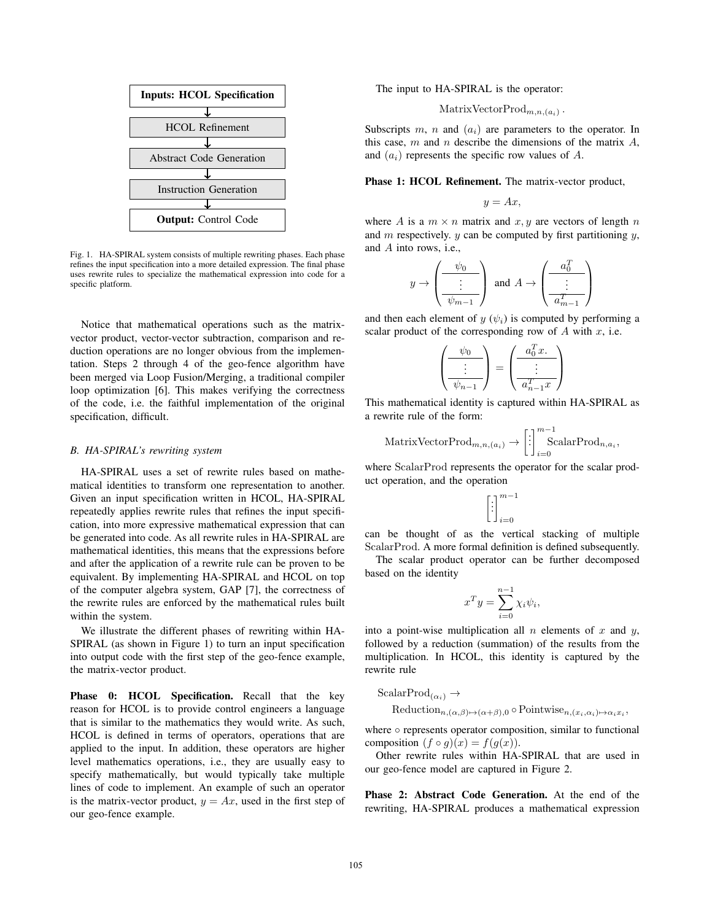**Inputs: HCOL Specification** → HCOL Refinement → Abstract Code Generation → Instruction Generation → **Output:** Control Code

Fig. 1. HA-SPIRAL system consists of multiple rewriting phases. Each phase refines the input specification into a more detailed expression. The final phase uses rewrite rules to specialize the mathematical expression into code for a specific platform.

Notice that mathematical operations such as the matrix-vector product, vector-vector subtraction, comparison and reduction operations are no longer obvious from the implementation. Steps 2 through 4 of the geo-fence algorithm have been merged via Loop Fusion/Merging, a traditional compiler loop optimization [6]. This makes verifying the correctness of the code, i.e. the faithful implementation of the original specification, difficult.

### B. HA-SPIRAL's rewriting system

HA-SPIRAL uses a set of rewrite rules based on mathematical identities to transform one representation to another. Given an input specification written in HCOL, HA-SPIRAL repeatedly applies rewrite rules that refines the input specification, into more expressive mathematical expression that can be generated into code. As all rewrite rules in HA-SPIRAL are mathematical identities, this means that the expressions before and after the application of a rewrite rule can be proven to be equivalent. By implementing HA-SPIRAL and HCOL on top of the computer algebra system, GAP [7], the correctness of the rewrite rules are enforced by the mathematical rules built within the system.

We illustrate the different phases of rewriting within HA-SPIRAL (as shown in Figure 1) to turn an input specification into output code with the first step of the geo-fence example, the matrix-vector product.

**Phase 0: HCOL Specification.** Recall that the key reason for HCOL is to provide control engineers a language that is similar to the mathematics they would write. As such, HCOL is defined in terms of operators, operations that are applied to the input. In addition, these operators are higher level mathematics operations, i.e., they are usually easy to specify mathematically, but would typically take multiple lines of code to implement. An example of such an operator is the matrix-vector product, $y = Ax$, used in the first step of our geo-fence example.

The input to HA-SPIRAL is the operator:

$$\mathrm{MatrixVectorProd}_{m,n,(a_i)}\,.$$

Subscripts $m$, $n$ and $(a_i)$ are parameters to the operator. In this case, $m$ and $n$ describe the dimensions of the matrix $A$, and $(a_i)$ represents the specific row values of $A$.

**Phase 1: HCOL Refinement.** The matrix-vector product,

$$y = Ax,$$

where $A$ is a $m \times n$ matrix and $x, y$ are vectors of length $n$ and $m$ respectively. $y$ can be computed by first partitioning $y$, and $A$ into rows, i.e.,

$$y \rightarrow \left(\begin{array}{c}\psi_0\\ \hline \vdots \\ \hline \psi_{m-1}\end{array}\right) \text{ and } A \rightarrow \left(\begin{array}{c}a_0^T\\ \hline \vdots \\ \hline a_{m-1}^T\end{array}\right)$$

and then each element of $y$ ($\psi_i$) is computed by performing a scalar product of the corresponding row of $A$ with $x$, i.e.

$$\left(\begin{array}{c}\psi_0\\ \hline \vdots \\ \hline \psi_{n-1}\end{array}\right) = \left(\begin{array}{c}a_0^T x.\\ \hline \vdots \\ \hline a_{n-1}^T x\end{array}\right)$$

This mathematical identity is captured within HA-SPIRAL as a rewrite rule of the form:

$$\mathrm{MatrixVectorProd}_{m,n,(a_i)} \rightarrow \left[\vdots\right]_{i=0}^{m-1} \mathrm{ScalarProd}_{n,a_i},$$

where ScalarProd represents the operator for the scalar product operation, and the operation

$$\left[\vdots\right]_{i=0}^{m-1}$$

can be thought of as the vertical stacking of multiple ScalarProd. A more formal definition is defined subsequently.

The scalar product operator can be further decomposed based on the identity

$$x^T y = \sum_{i=0}^{n-1} \chi_i \psi_i,$$

into a point-wise multiplication all $n$ elements of $x$ and $y$, followed by a reduction (summation) of the results from the multiplication. In HCOL, this identity is captured by the rewrite rule

$$\mathrm{ScalarProd}_{(\alpha_i)} \rightarrow$$
$$\mathrm{Reduction}_{n,(\alpha,\beta)\mapsto(\alpha+\beta),0} \circ \mathrm{Pointwise}_{n,(x_i,\alpha_i)\mapsto\alpha_i x_i},$$

where $\circ$ represents operator composition, similar to functional composition $(f \circ g)(x) = f(g(x))$.

Other rewrite rules within HA-SPIRAL that are used in our geo-fence model are captured in Figure 2.

**Phase 2: Abstract Code Generation.** At the end of the rewriting, HA-SPIRAL produces a mathematical expression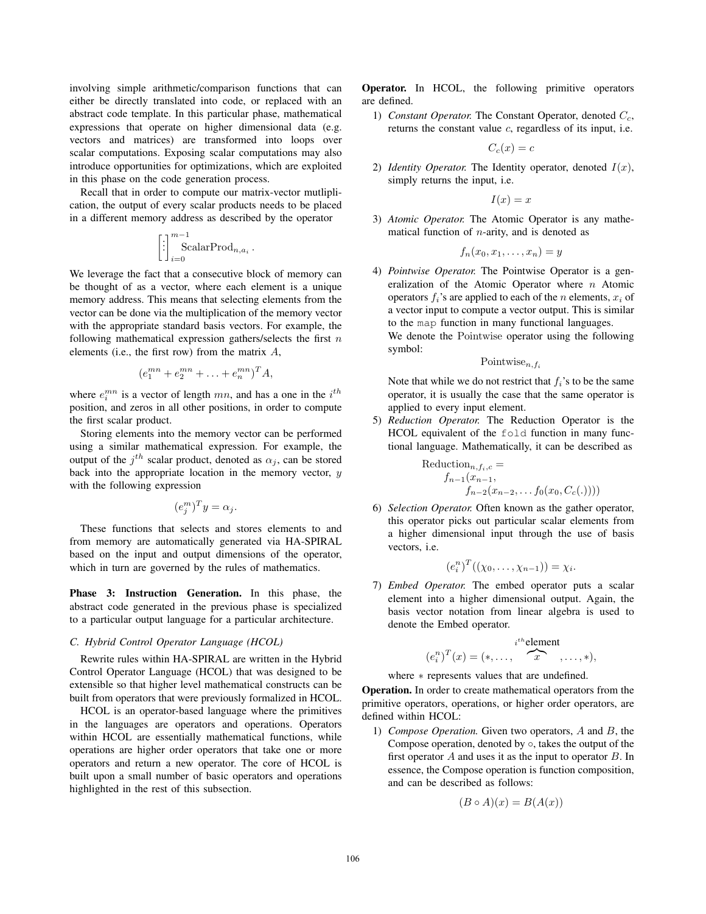involving simple arithmetic/comparison functions that can either be directly translated into code, or replaced with an abstract code template. In this particular phase, mathematical expressions that operate on higher dimensional data (e.g. vectors and matrices) are transformed into loops over scalar computations. Exposing scalar computations may also introduce opportunities for optimizations, which are exploited in this phase on the code generation process.

Recall that in order to compute our matrix-vector mutliplication, the output of every scalar products needs to be placed in a different memory address as described by the operator

$$\begin{bmatrix} \vdots \end{bmatrix}_{i=0}^{m-1} \text{ScalarProd}_{n,a_i}.$$

We leverage the fact that a consecutive block of memory can be thought of as a vector, where each element is a unique memory address. This means that selecting elements from the vector can be done via the multiplication of the memory vector with the appropriate standard basis vectors. For example, the following mathematical expression gathers/selects the first $n$ elements (i.e., the first row) from the matrix $A$,

$$(e_1^{mn} + e_2^{mn} + \ldots + e_n^{mn})^T A,$$

where $e_i^{mn}$ is a vector of length $mn$, and has a one in the $i^{th}$ position, and zeros in all other positions, in order to compute the first scalar product.

Storing elements into the memory vector can be performed using a similar mathematical expression. For example, the output of the $j^{th}$ scalar product, denoted as $\alpha_j$, can be stored back into the appropriate location in the memory vector, $y$ with the following expression

$$(e_j^m)^T y = \alpha_j.$$

These functions that selects and stores elements to and from memory are automatically generated via HA-SPIRAL based on the input and output dimensions of the operator, which in turn are governed by the rules of mathematics.

**Phase 3: Instruction Generation.** In this phase, the abstract code generated in the previous phase is specialized to a particular output language for a particular architecture.

### C. Hybrid Control Operator Language (HCOL)

Rewrite rules within HA-SPIRAL are written in the Hybrid Control Operator Language (HCOL) that was designed to be extensible so that higher level mathematical constructs can be built from operators that were previously formalized in HCOL.

HCOL is an operator-based language where the primitives in the languages are operators and operations. Operators within HCOL are essentially mathematical functions, while operations are higher order operators that take one or more operators and return a new operator. The core of HCOL is built upon a small number of basic operators and operations highlighted in the rest of this subsection.

**Operator.** In HCOL, the following primitive operators are defined.

1) *Constant Operator.* The Constant Operator, denoted $C_c$, returns the constant value $c$, regardless of its input, i.e.
$$C_c(x) = c$$
2) *Identity Operator.* The Identity operator, denoted $I(x)$, simply returns the input, i.e.
$$I(x) = x$$
3) *Atomic Operator.* The Atomic Operator is any mathematical function of $n$-arity, and is denoted as
$$f_n(x_0, x_1, \ldots, x_n) = y$$
4) *Pointwise Operator.* The Pointwise Operator is a generalization of the Atomic Operator where $n$ Atomic operators $f_i$'s are applied to each of the $n$ elements, $x_i$ of a vector input to compute a vector output. This is similar to the `map` function in many functional languages.
We denote the Pointwise operator using the following symbol:
$$\text{Pointwise}_{n,f_i}$$
Note that while we do not restrict that $f_i$'s to be the same operator, it is usually the case that the same operator is applied to every input element.
5) *Reduction Operator.* The Reduction Operator is the HCOL equivalent of the `fold` function in many functional language. Mathematically, it can be described as
$$\begin{aligned}\text{Reduction}_{n,f_i,c} = \\ f_{n-1}(x_{n-1}, \\ f_{n-2}(x_{n-2}, \ldots f_0(x_0, C_c(.))))\end{aligned}$$
6) *Selection Operator.* Often known as the gather operator, this operator picks out particular scalar elements from a higher dimensional input through the use of basis vectors, i.e.
$$(e_i^n)^T((\chi_0, \ldots, \chi_{n-1})) = \chi_i.$$
7) *Embed Operator.* The embed operator puts a scalar element into a higher dimensional output. Again, the basis vector notation from linear algebra is used to denote the Embed operator.
$$(e_i^n)^T(x) = (*, \ldots, \overbrace{x}^{i^{th}\text{element}}, \ldots, *),$$
where $*$ represents values that are undefined.

**Operation.** In order to create mathematical operators from the primitive operators, operations, or higher order operators, are defined within HCOL:

1) *Compose Operation.* Given two operators, $A$ and $B$, the Compose operation, denoted by $\circ$, takes the output of the first operator $A$ and uses it as the input to operator $B$. In essence, the Compose operation is function composition, and can be described as follows:
$$(B \circ A)(x) = B(A(x))$$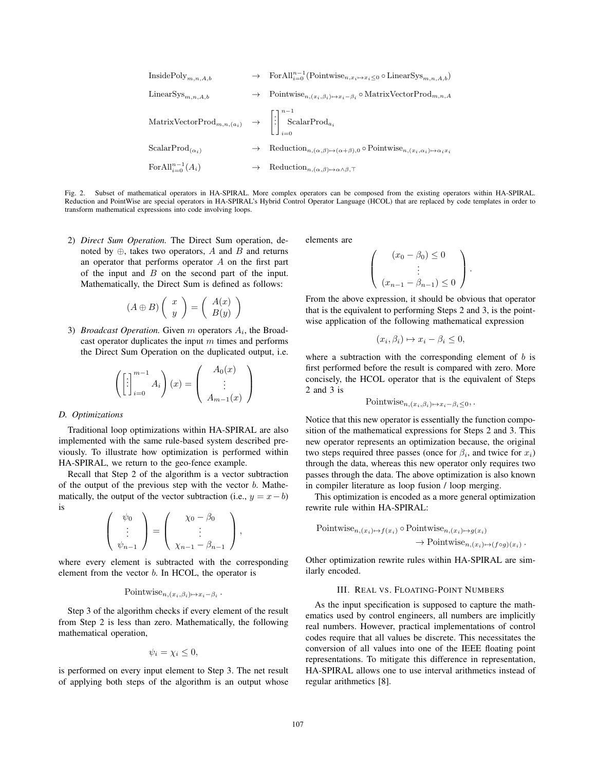$$
\begin{aligned}
\text{InsidePoly}_{m,n,A,b} &\rightarrow \text{ForAll}_{i=0}^{n-1}(\text{Pointwise}_{n,x_i \mapsto x_i \leq 0} \circ \text{LinearSys}_{m,n,A,b}) \\
\text{LinearSys}_{m,n,A,b} &\rightarrow \text{Pointwise}_{n,(x_i,\beta_i) \mapsto x_i - \beta_i} \circ \text{MatrixVectorProd}_{m,n,A} \\
\text{MatrixVectorProd}_{m,n,(a_i)} &\rightarrow \left[\vdots\right]_{i=0}^{n-1} \text{ScalarProd}_{a_i} \\
\text{ScalarProd}_{(\alpha_i)} &\rightarrow \text{Reduction}_{n,(\alpha,\beta) \mapsto (\alpha+\beta),0} \circ \text{Pointwise}_{n,(x_i,\alpha_i) \mapsto \alpha_i x_i} \\
\text{ForAll}_{i=0}^{n-1}(A_i) &\rightarrow \text{Reduction}_{n,(\alpha,\beta) \mapsto \alpha \wedge \beta, \top}
\end{aligned}
$$

Fig. 2. Subset of mathematical operators in HA-SPIRAL. More complex operators can be composed from the existing operators within HA-SPIRAL. Reduction and PointWise are special operators in HA-SPIRAL's Hybrid Control Operator Language (HCOL) that are replaced by code templates in order to transform mathematical expressions into code involving loops.

2) *Direct Sum Operation.* The Direct Sum operation, denoted by $\oplus$, takes two operators, $A$ and $B$ and returns an operator that performs operator $A$ on the first part of the input and $B$ on the second part of the input. Mathematically, the Direct Sum is defined as follows:

$$
(A \oplus B) \begin{pmatrix} x \\ y \end{pmatrix} = \begin{pmatrix} A(x) \\ B(y) \end{pmatrix}
$$

3) *Broadcast Operation.* Given $m$ operators $A_i$, the Broadcast operator duplicates the input $m$ times and performs the Direct Sum Operation on the duplicated output, i.e.

$$
\left( \left[\vdots\right]_{i=0}^{m-1} A_i \right)(x) = \begin{pmatrix} A_0(x) \\ \vdots \\ A_{m-1}(x) \end{pmatrix}
$$

### D. Optimizations

Traditional loop optimizations within HA-SPIRAL are also implemented with the same rule-based system described previously. To illustrate how optimization is performed within HA-SPIRAL, we return to the geo-fence example.

Recall that Step 2 of the algorithm is a vector subtraction of the output of the previous step with the vector $b$. Mathematically, the output of the vector subtraction (i.e., $y = x - b$) is

$$
\begin{pmatrix} \psi_0 \\ \vdots \\ \psi_{n-1} \end{pmatrix} = \begin{pmatrix} \chi_0 - \beta_0 \\ \vdots \\ \chi_{n-1} - \beta_{n-1} \end{pmatrix},
$$

where every element is subtracted with the corresponding element from the vector $b$. In HCOL, the operator is

$$
\text{Pointwise}_{n,(x_i,\beta_i) \mapsto x_i - \beta_i}.
$$

Step 3 of the algorithm checks if every element of the result from Step 2 is less than zero. Mathematically, the following mathematical operation,

$$
\psi_i = \chi_i \leq 0,
$$

is performed on every input element to Step 3. The net result of applying both steps of the algorithm is an output whose elements are

$$
\begin{pmatrix} (x_0 - \beta_0) \leq 0 \\ \vdots \\ (x_{n-1} - \beta_{n-1}) \leq 0 \end{pmatrix}.
$$

From the above expression, it should be obvious that operator that is the equivalent to performing Steps 2 and 3, is the pointwise application of the following mathematical expression

$$
(x_i, \beta_i) \mapsto x_i - \beta_i \leq 0,
$$

where a subtraction with the corresponding element of $b$ is first performed before the result is compared with zero. More concisely, the HCOL operator that is the equivalent of Steps 2 and 3 is

$$
\text{Pointwise}_{n,(x_i,\beta_i) \mapsto x_i - \beta_i \leq 0},.
$$

Notice that this new operator is essentially the function composition of the mathematical expressions for Steps 2 and 3. This new operator represents an optimization because, the original two steps required three passes (once for $\beta_i$, and twice for $x_i$) through the data, whereas this new operator only requires two passes through the data. The above optimization is also known in compiler literature as loop fusion / loop merging.

This optimization is encoded as a more general optimization rewrite rule within HA-SPIRAL:

$$
\begin{aligned}
\text{Pointwise}_{n,(x_i) \mapsto f(x_i)} &\circ \text{Pointwise}_{n,(x_i) \mapsto g(x_i)} \\
&\rightarrow \text{Pointwise}_{n,(x_i) \mapsto (f \circ g)(x_i)}.
\end{aligned}
$$

Other optimization rewrite rules within HA-SPIRAL are similarly encoded.

## III. Real vs. Floating-Point Numbers

As the input specification is supposed to capture the mathematics used by control engineers, all numbers are implicitly real numbers. However, practical implementations of control codes require that all values be discrete. This necessitates the conversion of all values into one of the IEEE floating point representations. To mitigate this difference in representation, HA-SPIRAL allows one to use interval arithmetics instead of regular arithmetics [8].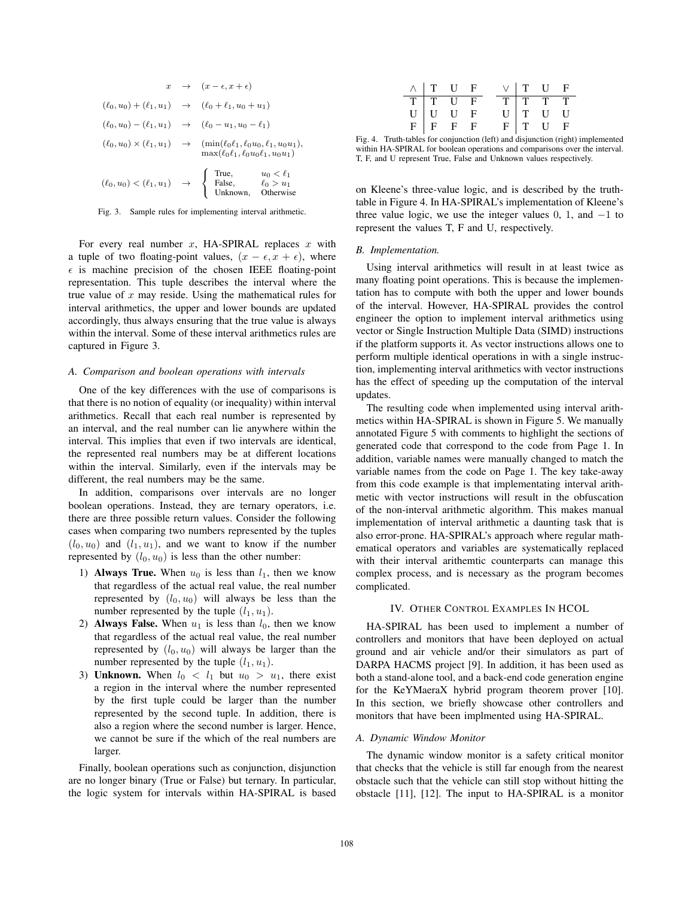$$
\begin{aligned}
x &\rightarrow (x-\epsilon, x+\epsilon) \\
(\ell_0, u_0) + (\ell_1, u_1) &\rightarrow (\ell_0 + \ell_1, u_0 + u_1) \\
(\ell_0, u_0) - (\ell_1, u_1) &\rightarrow (\ell_0 - u_1, u_0 - \ell_1) \\
(\ell_0, u_0) \times (\ell_1, u_1) &\rightarrow (\min(\ell_0\ell_1, \ell_0 u_0, \ell_1, u_0 u_1), \\
&\qquad \max(\ell_0\ell_1, \ell_0 u_0 \ell_1, u_0 u_1)) \\
(\ell_0, u_0) < (\ell_1, u_1) &\rightarrow \begin{cases} \text{True}, & u_0 < \ell_1 \\ \text{False}, & \ell_0 > u_1 \\ \text{Unknown}, & \text{Otherwise} \end{cases}
\end{aligned}
$$

Fig. 3. Sample rules for implementing interval arithmetic.

For every real number $x$, HA-SPIRAL replaces $x$ with a tuple of two floating-point values, $(x - \epsilon, x + \epsilon)$, where $\epsilon$ is machine precision of the chosen IEEE floating-point representation. This tuple describes the interval where the true value of $x$ may reside. Using the mathematical rules for interval arithmetics, the upper and lower bounds are updated accordingly, thus always ensuring that the true value is always within the interval. Some of these interval arithmetics rules are captured in Figure 3.

### A. Comparison and boolean operations with intervals

One of the key differences with the use of comparisons is that there is no notion of equality (or inequality) within interval arithmetics. Recall that each real number is represented by an interval, and the real number can lie anywhere within the interval. This implies that even if two intervals are identical, the represented real numbers may be at different locations within the interval. Similarly, even if the intervals may be different, the real numbers may be the same.

In addition, comparisons over intervals are no longer boolean operations. Instead, they are ternary operators, i.e. there are three possible return values. Consider the following cases when comparing two numbers represented by the tuples $(l_0, u_0)$ and $(l_1, u_1)$, and we want to know if the number represented by $(l_0, u_0)$ is less than the other number:

1) **Always True.** When $u_0$ is less than $l_1$, then we know that regardless of the actual real value, the real number represented by $(l_0, u_0)$ will always be less than the number represented by the tuple $(l_1, u_1)$.
2) **Always False.** When $u_1$ is less than $l_0$, then we know that regardless of the actual real value, the real number represented by $(l_0, u_0)$ will always be larger than the number represented by the tuple $(l_1, u_1)$.
3) **Unknown.** When $l_0 < l_1$ but $u_0 > u_1$, there exist a region in the interval where the number represented by the first tuple could be larger than the number represented by the second tuple. In addition, there is also a region where the second number is larger. Hence, we cannot be sure if the which of the real numbers are larger.

Finally, boolean operations such as conjunction, disjunction are no longer binary (True or False) but ternary. In particular, the logic system for intervals within HA-SPIRAL is based on Kleene's three-value logic, and is described by the truth-table in Figure 4. In HA-SPIRAL's implementation of Kleene's three value logic, we use the integer values 0, 1, and −1 to represent the values T, F and U, respectively.

| ∧ | T | U | F |
|---|---|---|---|
| T | T | U | F |
| U | U | U | F |
| F | F | F | F |

| ∨ | T | U | F |
|---|---|---|---|
| T | T | T | T |
| U | T | U | U |
| F | T | U | F |

Fig. 4. Truth-tables for conjunction (left) and disjunction (right) implemented within HA-SPIRAL for boolean operations and comparisons over the interval. T, F, and U represent True, False and Unknown values respectively.

### B. Implementation.

Using interval arithmetics will result in at least twice as many floating point operations. This is because the implementation has to compute with both the upper and lower bounds of the interval. However, HA-SPIRAL provides the control engineer the option to implement interval arithmetics using vector or Single Instruction Multiple Data (SIMD) instructions if the platform supports it. As vector instructions allows one to perform multiple identical operations in with a single instruction, implementing interval arithmetics with vector instructions has the effect of speeding up the computation of the interval updates.

The resulting code when implemented using interval arithmetics within HA-SPIRAL is shown in Figure 5. We manually annotated Figure 5 with comments to highlight the sections of generated code that correspond to the code from Page 1. In addition, variable names were manually changed to match the variable names from the code on Page 1. The key take-away from this code example is that implementating interval arithmetic with vector instructions will result in the obfuscation of the non-interval arithmetic algorithm. This makes manual implementation of interval arithmetic a daunting task that is also error-prone. HA-SPIRAL's approach where regular mathematical operators and variables are systematically replaced with their interval arithemtic counterparts can manage this complex process, and is necessary as the program becomes complicated.

## IV. Other Control Examples In HCOL

HA-SPIRAL has been used to implement a number of controllers and monitors that have been deployed on actual ground and air vehicle and/or their simulators as part of DARPA HACMS project [9]. In addition, it has been used as both a stand-alone tool, and a back-end code generation engine for the KeYMaeraX hybrid program theorem prover [10]. In this section, we briefly showcase other controllers and monitors that have been implmented using HA-SPIRAL.

### A. Dynamic Window Monitor

The dynamic window monitor is a safety critical monitor that checks that the vehicle is still far enough from the nearest obstacle such that the vehicle can still stop without hitting the obstacle [11], [12]. The input to HA-SPIRAL is a monitor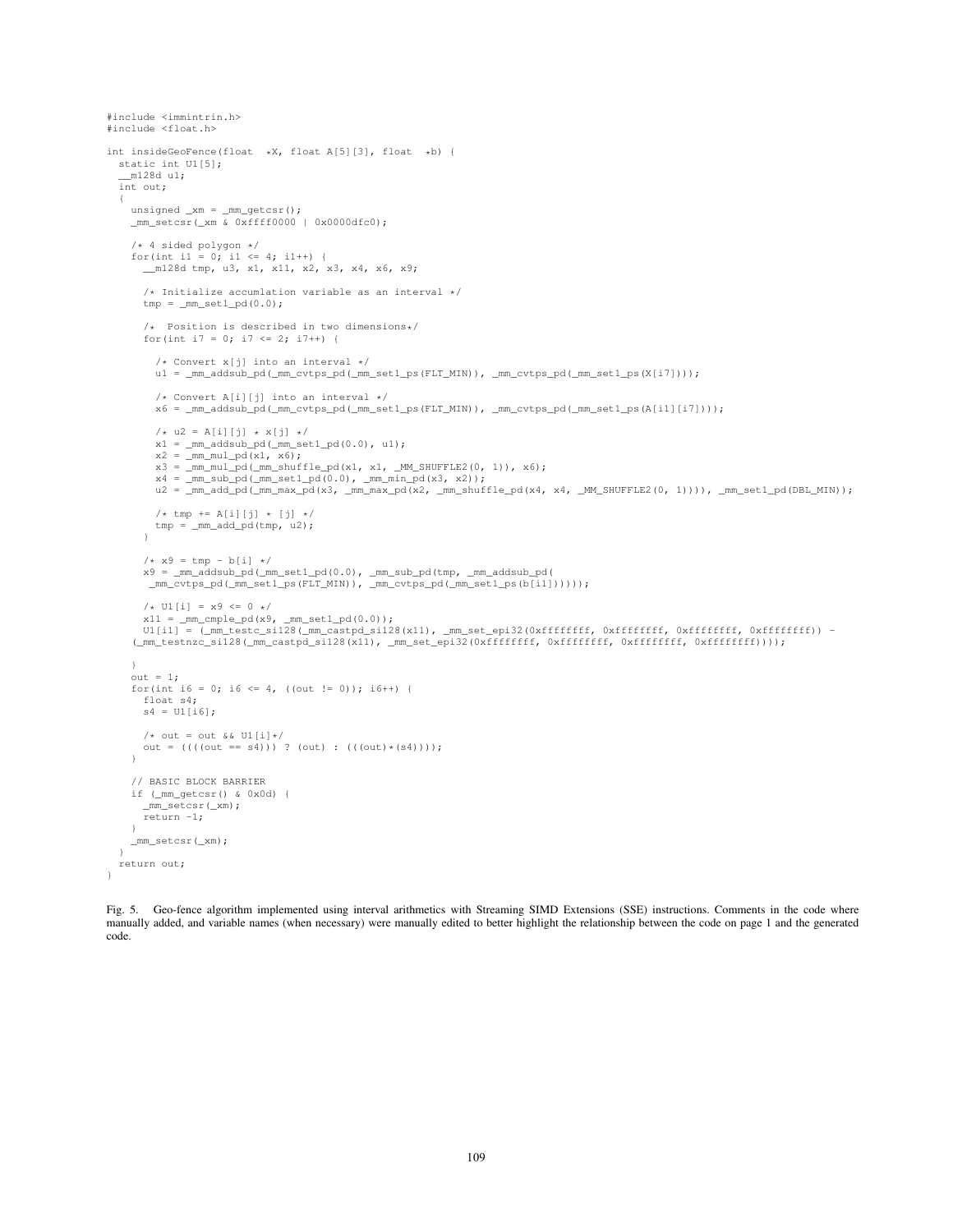```c
#include <immintrin.h>
#include <float.h>

int insideGeoFence(float  *X, float A[5][3], float  *b) {
  static int U1[5];
  __m128d u1;
  int out;
  {
    unsigned _xm = _mm_getcsr();
    _mm_setcsr(_xm & 0xffff0000 | 0x0000dfc0);

    /* 4 sided polygon */
    for(int i1 = 0; i1 <= 4; i1++) {
      __m128d tmp, u3, x1, x11, x2, x3, x4, x6, x9;

      /* Initialize accumlation variable as an interval */
      tmp = _mm_set1_pd(0.0);

      /*  Position is described in two dimensions*/
      for(int i7 = 0; i7 <= 2; i7++) {

        /* Convert x[j] into an interval */
        u1 = _mm_addsub_pd(_mm_cvtps_pd(_mm_set1_ps(FLT_MIN)), _mm_cvtps_pd(_mm_set1_ps(X[i7])));

        /* Convert A[i][j] into an interval */
        x6 = _mm_addsub_pd(_mm_cvtps_pd(_mm_set1_ps(FLT_MIN)), _mm_cvtps_pd(_mm_set1_ps(A[i1][i7])));

        /* u2 = A[i][j] * x[j] */
        x1 = _mm_addsub_pd(_mm_set1_pd(0.0), u1);
        x2 = _mm_mul_pd(x1, x6);
        x3 = _mm_mul_pd(_mm_shuffle_pd(x1, x1, _MM_SHUFFLE2(0, 1)), x6);
        x4 = _mm_sub_pd(_mm_set1_pd(0.0), _mm_min_pd(x3, x2));
        u2 = _mm_add_pd(_mm_max_pd(x3, _mm_max_pd(x2, _mm_shuffle_pd(x4, x4, _MM_SHUFFLE2(0, 1)))), _mm_set1_pd(DBL_MIN));

        /* tmp += A[i][j] * [j] */
        tmp = _mm_add_pd(tmp, u2);
      }

      /* x9 = tmp - b[i] */
      x9 = _mm_addsub_pd(_mm_set1_pd(0.0), _mm_sub_pd(tmp, _mm_addsub_pd(
       _mm_cvtps_pd(_mm_set1_ps(FLT_MIN)), _mm_cvtps_pd(_mm_set1_ps(b[i1])))));

      /* U1[i] = x9 <= 0 */
      x11 = _mm_cmple_pd(x9, _mm_set1_pd(0.0));
      U1[i1] = (_mm_testc_si128(_mm_castpd_si128(x11), _mm_set_epi32(0xffffffff, 0xffffffff, 0xffffffff, 0xffffffff)) -
    (_mm_testnzc_si128(_mm_castpd_si128(x11), _mm_set_epi32(0xffffffff, 0xffffffff, 0xffffffff, 0xffffffff))));

    }
    out = 1;
    for(int i6 = 0; i6 <= 4, ((out != 0)); i6++) {
      float s4;
      s4 = U1[i6];

      /* out = out && U1[i]*/
      out = ((((out == s4))) ? (out) : (((out)*(s4))));
    }

    // BASIC BLOCK BARRIER
    if (_mm_getcsr() & 0x0d) {
      _mm_setcsr(_xm);
      return -1;
    }
    _mm_setcsr(_xm);
  }
  return out;
}
```

Fig. 5. Geo-fence algorithm implemented using interval arithmetics with Streaming SIMD Extensions (SSE) instructions. Comments in the code where manually added, and variable names (when necessary) were manually edited to better highlight the relationship between the code on page 1 and the generated code.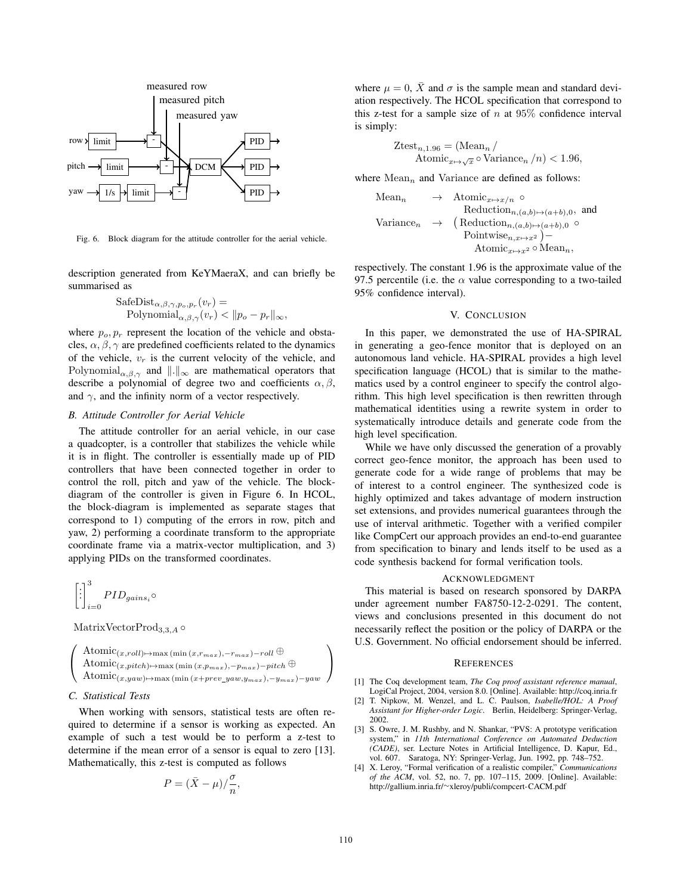Fig. 6. Block diagram for the attitude controller for the aerial vehicle.

description generated from KeYMaeraX, and can briefly be summarised as

$$\text{SafeDist}_{\alpha,\beta,\gamma,p_o,p_r}(v_r) = \text{Polynomial}_{\alpha,\beta,\gamma}(v_r) < \|p_o - p_r\|_\infty,$$

where $p_o, p_r$ represent the location of the vehicle and obstacles, $\alpha, \beta, \gamma$ are predefined coefficients related to the dynamics of the vehicle, $v_r$ is the current velocity of the vehicle, and $\text{Polynomial}_{\alpha,\beta,\gamma}$ and $\|.\|_\infty$ are mathematical operators that describe a polynomial of degree two and coefficients $\alpha, \beta$, and $\gamma$, and the infinity norm of a vector respectively.

### B. Attitude Controller for Aerial Vehicle

The attitude controller for an aerial vehicle, in our case a quadcopter, is a controller that stabilizes the vehicle while it is in flight. The controller is essentially made up of PID controllers that have been connected together in order to control the roll, pitch and yaw of the vehicle. The block-diagram of the controller is given in Figure 6. In HCOL, the block-diagram is implemented as separate stages that correspond to 1) computing of the errors in row, pitch and yaw, 2) performing a coordinate transform to the appropriate coordinate frame via a matrix-vector multiplication, and 3) applying PIDs on the transformed coordinates.

$$\begin{bmatrix} \vdots \end{bmatrix}_{i=0}^{3} PID_{gains_i} \circ$$

$$\text{MatrixVectorProd}_{3,3,A} \circ$$

$$\begin{pmatrix} \text{Atomic}_{(x,roll)\mapsto \max(\min(x,r_{max}),-r_{max})-roll} \oplus \\ \text{Atomic}_{(x,pitch)\mapsto \max(\min(x,p_{max}),-p_{max})-pitch} \oplus \\ \text{Atomic}_{(x,yaw)\mapsto \max(\min(x+prev\_yaw,y_{max}),-y_{max})-yaw} \end{pmatrix}$$

### C. Statistical Tests

When working with sensors, statistical tests are often required to determine if a sensor is working as expected. An example of such a test would be to perform a z-test to determine if the mean error of a sensor is equal to zero [13]. Mathematically, this z-test is computed as follows

$$P = (\bar{X} - \mu)/\frac{\sigma}{n},$$

where $\mu = 0$, $\bar{X}$ and $\sigma$ is the sample mean and standard deviation respectively. The HCOL specification that correspond to this z-test for a sample size of $n$ at 95% confidence interval is simply:

$$\text{Ztest}_{n,1.96} = (\text{Mean}_n / \text{Atomic}_{x\mapsto\sqrt{x}} \circ \text{Variance}_n /n) < 1.96,$$

where $\text{Mean}_n$ and $\text{Variance}$ are defined as follows:

$$\begin{aligned} \text{Mean}_n &\rightarrow \text{Atomic}_{x\mapsto x/n} \circ \text{Reduction}_{n,(a,b)\mapsto(a+b),0}, \text{ and} \\ \text{Variance}_n &\rightarrow \left(\text{Reduction}_{n,(a,b)\mapsto(a+b),0} \circ \text{Pointwise}_{n,x\mapsto x^2}\right) - \text{Atomic}_{x\mapsto x^2} \circ \text{Mean}_n, \end{aligned}$$

respectively. The constant 1.96 is the approximate value of the 97.5 percentile (i.e. the $\alpha$ value corresponding to a two-tailed 95% confidence interval).

## V. Conclusion

In this paper, we demonstrated the use of HA-SPIRAL in generating a geo-fence monitor that is deployed on an autonomous land vehicle. HA-SPIRAL provides a high level specification language (HCOL) that is similar to the mathematics used by a control engineer to specify the control algorithm. This high level specification is then rewritten through mathematical identities using a rewrite system in order to systematically introduce details and generate code from the high level specification.

While we have only discussed the generation of a provably correct geo-fence monitor, the approach has been used to generate code for a wide range of problems that may be of interest to a control engineer. The synthesized code is highly optimized and takes advantage of modern instruction set extensions, and provides numerical guarantees through the use of interval arithmetic. Together with a verified compiler like CompCert our approach provides an end-to-end guarantee from specification to binary and lends itself to be used as a code synthesis backend for formal verification tools.

## Acknowledgment

This material is based on research sponsored by DARPA under agreement number FA8750-12-2-0291. The content, views and conclusions presented in this document do not necessarily reflect the position or the policy of DARPA or the U.S. Government. No official endorsement should be inferred.

## References

[1] The Coq development team, *The Coq proof assistant reference manual*, LogiCal Project, 2004, version 8.0. [Online]. Available: http://coq.inria.fr

[2] T. Nipkow, M. Wenzel, and L. C. Paulson, *Isabelle/HOL: A Proof Assistant for Higher-order Logic*. Berlin, Heidelberg: Springer-Verlag, 2002.

[3] S. Owre, J. M. Rushby, and N. Shankar, "PVS: A prototype verification system," in *11th International Conference on Automated Deduction (CADE)*, ser. Lecture Notes in Artificial Intelligence, D. Kapur, Ed., vol. 607. Saratoga, NY: Springer-Verlag, Jun. 1992, pp. 748–752.

[4] X. Leroy, "Formal verification of a realistic compiler," *Communications of the ACM*, vol. 52, no. 7, pp. 107–115, 2009. [Online]. Available: http://gallium.inria.fr/~xleroy/publi/compcert-CACM.pdf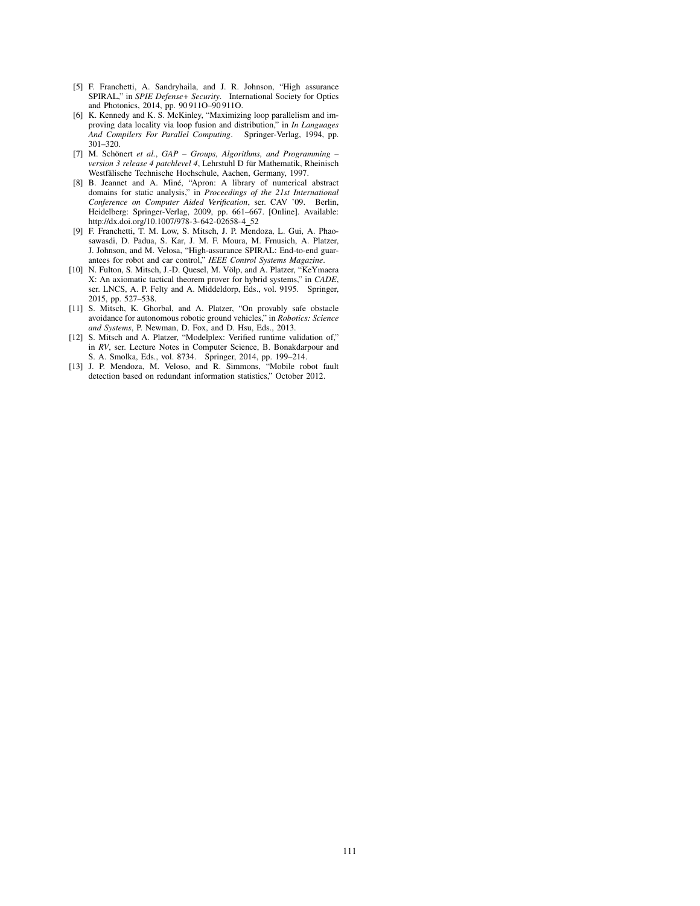[5] F. Franchetti, A. Sandryhaila, and J. R. Johnson, "High assurance SPIRAL," in *SPIE Defense+ Security*. International Society for Optics and Photonics, 2014, pp. 90 911O–90 911O.

[6] K. Kennedy and K. S. McKinley, "Maximizing loop parallelism and improving data locality via loop fusion and distribution," in *In Languages And Compilers For Parallel Computing*. Springer-Verlag, 1994, pp. 301–320.

[7] M. Schönert *et al.*, *GAP – Groups, Algorithms, and Programming – version 3 release 4 patchlevel 4*, Lehrstuhl D für Mathematik, Rheinisch Westfälische Technische Hochschule, Aachen, Germany, 1997.

[8] B. Jeannet and A. Miné, "Apron: A library of numerical abstract domains for static analysis," in *Proceedings of the 21st International Conference on Computer Aided Verification*, ser. CAV '09. Berlin, Heidelberg: Springer-Verlag, 2009, pp. 661–667. [Online]. Available: http://dx.doi.org/10.1007/978-3-642-02658-4_52

[9] F. Franchetti, T. M. Low, S. Mitsch, J. P. Mendoza, L. Gui, A. Phaosawasdi, D. Padua, S. Kar, J. M. F. Moura, M. Frnusich, A. Platzer, J. Johnson, and M. Velosa, "High-assurance SPIRAL: End-to-end guarantees for robot and car control," *IEEE Control Systems Magazine*.

[10] N. Fulton, S. Mitsch, J.-D. Quesel, M. Völp, and A. Platzer, "KeYmaera X: An axiomatic tactical theorem prover for hybrid systems," in *CADE*, ser. LNCS, A. P. Felty and A. Middeldorp, Eds., vol. 9195. Springer, 2015, pp. 527–538.

[11] S. Mitsch, K. Ghorbal, and A. Platzer, "On provably safe obstacle avoidance for autonomous robotic ground vehicles," in *Robotics: Science and Systems*, P. Newman, D. Fox, and D. Hsu, Eds., 2013.

[12] S. Mitsch and A. Platzer, "Modelplex: Verified runtime validation of," in *RV*, ser. Lecture Notes in Computer Science, B. Bonakdarpour and S. A. Smolka, Eds., vol. 8734. Springer, 2014, pp. 199–214.

[13] J. P. Mendoza, M. Veloso, and R. Simmons, "Mobile robot fault detection based on redundant information statistics," October 2012.